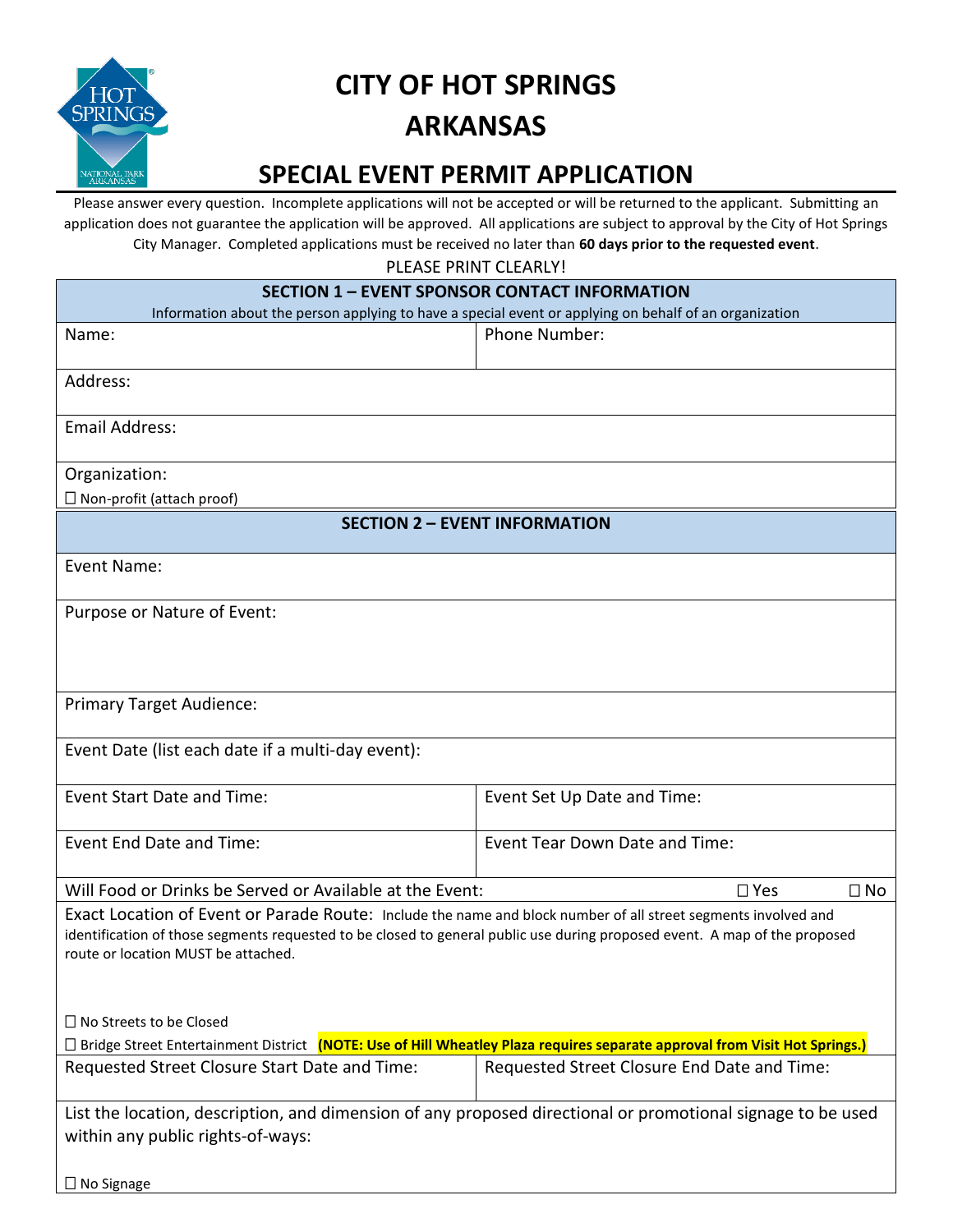# CITY OF HOT SPRINGS
# ARKANSAS

## SPECIAL EVENT PERMIT APPLICATION

Please answer every question. Incomplete applications will not be accepted or will be returned to the applicant. Submitting an application does not guarantee the application will be approved. All applications are subject to approval by the City of Hot Springs City Manager. Completed applications must be received no later than **60 days prior to the requested event**.

PLEASE PRINT CLEARLY!

### SECTION 1 – EVENT SPONSOR CONTACT INFORMATION

Information about the person applying to have a special event or applying on behalf of an organization

| Name: | Phone Number: |
|---|---|
| Address: | |
| Email Address: | |
| Organization:<br>☐ Non-profit (attach proof) | |

### SECTION 2 – EVENT INFORMATION

| Event Name: | |
|---|---|
| Purpose or Nature of Event: | |
| Primary Target Audience: | |
| Event Date (list each date if a multi-day event): | |
| Event Start Date and Time: | Event Set Up Date and Time: |
| Event End Date and Time: | Event Tear Down Date and Time: |
| Will Food or Drinks be Served or Available at the Event: | ☐ Yes ☐ No |
| Exact Location of Event or Parade Route: Include the name and block number of all street segments involved and identification of those segments requested to be closed to general public use during proposed event. A map of the proposed route or location MUST be attached.<br><br>☐ No Streets to be Closed<br>☐ Bridge Street Entertainment District **(NOTE: Use of Hill Wheatley Plaza requires separate approval from Visit Hot Springs.)** | |
| Requested Street Closure Start Date and Time: | Requested Street Closure End Date and Time: |
| List the location, description, and dimension of any proposed directional or promotional signage to be used within any public rights-of-ways:<br><br>☐ No Signage | |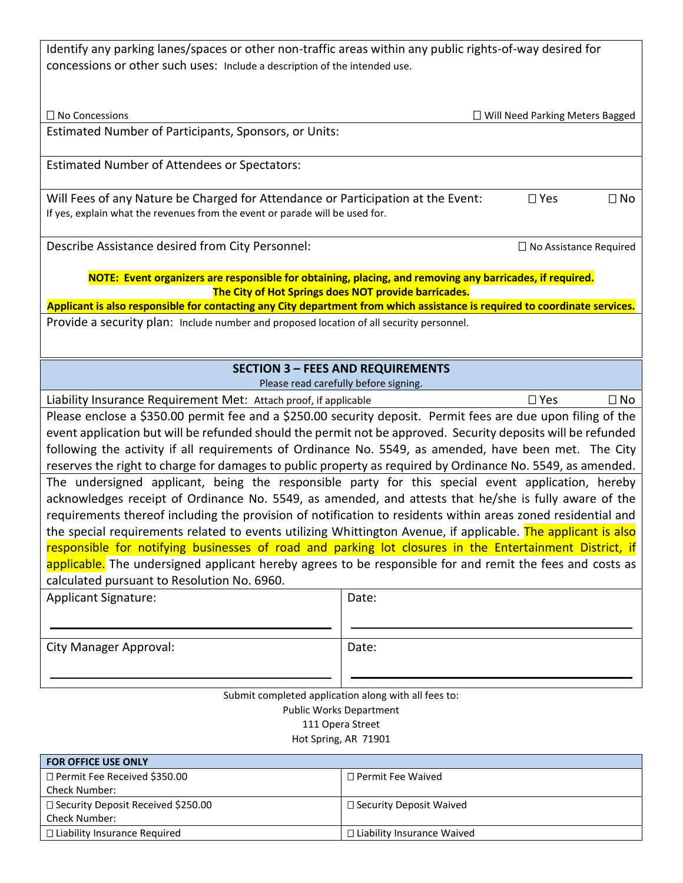Identify any parking lanes/spaces or other non-traffic areas within any public rights-of-way desired for concessions or other such uses: Include a description of the intended use.

☐ No Concessions ☐ Will Need Parking Meters Bagged

Estimated Number of Participants, Sponsors, or Units:

Estimated Number of Attendees or Spectators:

Will Fees of any Nature be Charged for Attendance or Participation at the Event: ☐ Yes ☐ No
If yes, explain what the revenues from the event or parade will be used for.

Describe Assistance desired from City Personnel: ☐ No Assistance Required

**NOTE: Event organizers are responsible for obtaining, placing, and removing any barricades, if required.**
**The City of Hot Springs does NOT provide barricades.**
**Applicant is also responsible for contacting any City department from which assistance is required to coordinate services.**

Provide a security plan: Include number and proposed location of all security personnel.

## SECTION 3 – FEES AND REQUIREMENTS

Please read carefully before signing.

Liability Insurance Requirement Met: Attach proof, if applicable ☐ Yes ☐ No

Please enclose a $350.00 permit fee and a $250.00 security deposit. Permit fees are due upon filing of the event application but will be refunded should the permit not be approved. Security deposits will be refunded following the activity if all requirements of Ordinance No. 5549, as amended, have been met. The City reserves the right to charge for damages to public property as required by Ordinance No. 5549, as amended.

The undersigned applicant, being the responsible party for this special event application, hereby acknowledges receipt of Ordinance No. 5549, as amended, and attests that he/she is fully aware of the requirements thereof including the provision of notification to residents within areas zoned residential and the special requirements related to events utilizing Whittington Avenue, if applicable. The applicant is also responsible for notifying businesses of road and parking lot closures in the Entertainment District, if applicable. The undersigned applicant hereby agrees to be responsible for and remit the fees and costs as calculated pursuant to Resolution No. 6960.

| | |
|---|---|
| Applicant Signature: | Date: |
| City Manager Approval: | Date: |

Submit completed application along with all fees to:
Public Works Department
111 Opera Street
Hot Spring, AR 71901

| FOR OFFICE USE ONLY | |
|---|---|
| ☐ Permit Fee Received $350.00<br>Check Number: | ☐ Permit Fee Waived |
| ☐ Security Deposit Received $250.00<br>Check Number: | ☐ Security Deposit Waived |
| ☐ Liability Insurance Required | ☐ Liability Insurance Waived |